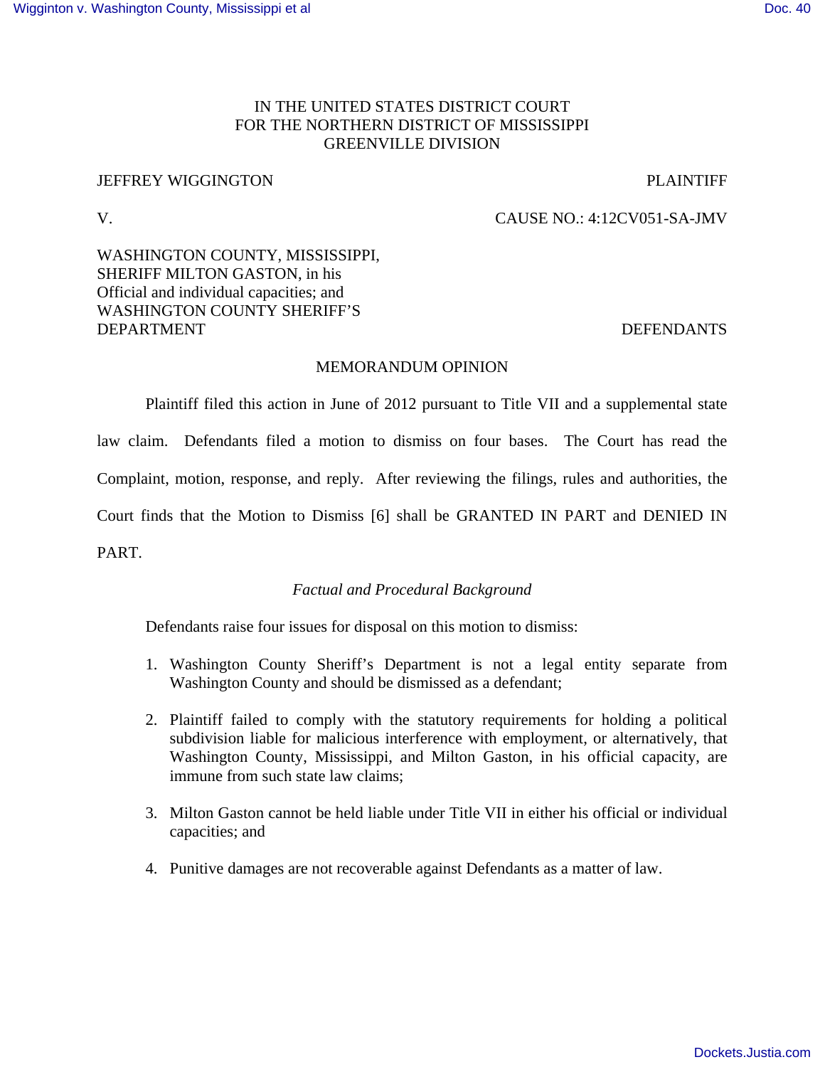IN THE UNITED STATES DISTRICT COURT
FOR THE NORTHERN DISTRICT OF MISSISSIPPI
GREENVILLE DIVISION

JEFFREY WIGGINGTON PLAINTIFF

V. CAUSE NO.: 4:12CV051-SA-JMV

WASHINGTON COUNTY, MISSISSIPPI,
SHERIFF MILTON GASTON, in his
Official and individual capacities; and
WASHINGTON COUNTY SHERIFF'S
DEPARTMENT DEFENDANTS

## MEMORANDUM OPINION

Plaintiff filed this action in June of 2012 pursuant to Title VII and a supplemental state law claim. Defendants filed a motion to dismiss on four bases. The Court has read the Complaint, motion, response, and reply. After reviewing the filings, rules and authorities, the Court finds that the Motion to Dismiss [6] shall be GRANTED IN PART and DENIED IN PART.

### *Factual and Procedural Background*

Defendants raise four issues for disposal on this motion to dismiss:

1. Washington County Sheriff's Department is not a legal entity separate from Washington County and should be dismissed as a defendant;

2. Plaintiff failed to comply with the statutory requirements for holding a political subdivision liable for malicious interference with employment, or alternatively, that Washington County, Mississippi, and Milton Gaston, in his official capacity, are immune from such state law claims;

3. Milton Gaston cannot be held liable under Title VII in either his official or individual capacities; and

4. Punitive damages are not recoverable against Defendants as a matter of law.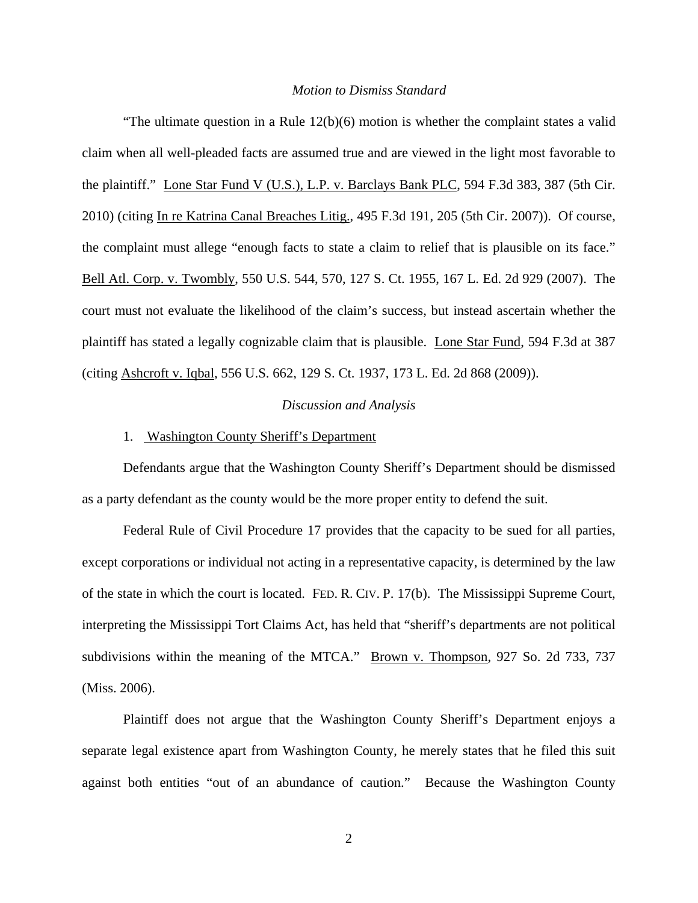*Motion to Dismiss Standard*

"The ultimate question in a Rule 12(b)(6) motion is whether the complaint states a valid claim when all well-pleaded facts are assumed true and are viewed in the light most favorable to the plaintiff." Lone Star Fund V (U.S.), L.P. v. Barclays Bank PLC, 594 F.3d 383, 387 (5th Cir. 2010) (citing In re Katrina Canal Breaches Litig., 495 F.3d 191, 205 (5th Cir. 2007)). Of course, the complaint must allege "enough facts to state a claim to relief that is plausible on its face." Bell Atl. Corp. v. Twombly, 550 U.S. 544, 570, 127 S. Ct. 1955, 167 L. Ed. 2d 929 (2007). The court must not evaluate the likelihood of the claim's success, but instead ascertain whether the plaintiff has stated a legally cognizable claim that is plausible. Lone Star Fund, 594 F.3d at 387 (citing Ashcroft v. Iqbal, 556 U.S. 662, 129 S. Ct. 1937, 173 L. Ed. 2d 868 (2009)).

*Discussion and Analysis*

1. Washington County Sheriff's Department

Defendants argue that the Washington County Sheriff's Department should be dismissed as a party defendant as the county would be the more proper entity to defend the suit.

Federal Rule of Civil Procedure 17 provides that the capacity to be sued for all parties, except corporations or individual not acting in a representative capacity, is determined by the law of the state in which the court is located. FED. R. CIV. P. 17(b). The Mississippi Supreme Court, interpreting the Mississippi Tort Claims Act, has held that "sheriff's departments are not political subdivisions within the meaning of the MTCA." Brown v. Thompson, 927 So. 2d 733, 737 (Miss. 2006).

Plaintiff does not argue that the Washington County Sheriff's Department enjoys a separate legal existence apart from Washington County, he merely states that he filed this suit against both entities "out of an abundance of caution." Because the Washington County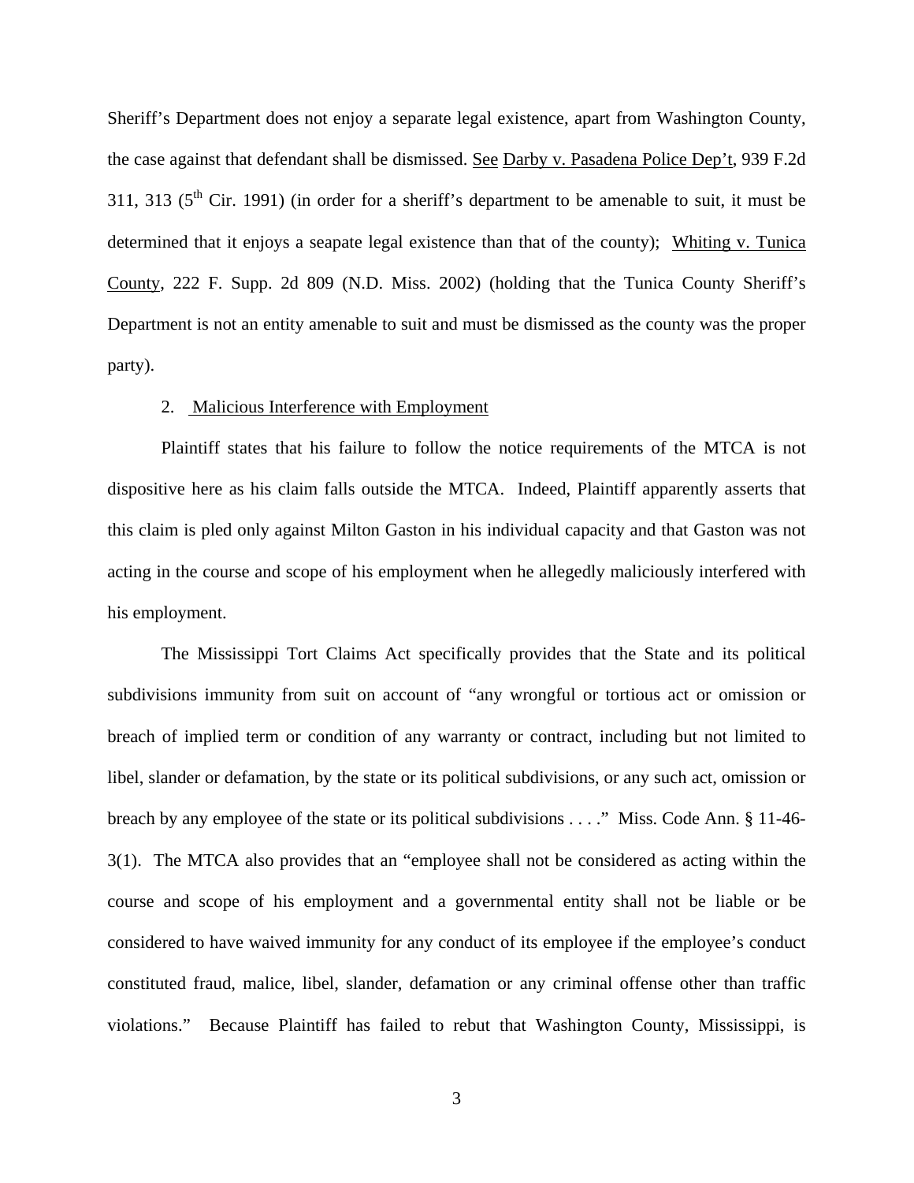Sheriff's Department does not enjoy a separate legal existence, apart from Washington County, the case against that defendant shall be dismissed. See Darby v. Pasadena Police Dep't, 939 F.2d 311, 313 (5th Cir. 1991) (in order for a sheriff's department to be amenable to suit, it must be determined that it enjoys a seapate legal existence than that of the county); Whiting v. Tunica County, 222 F. Supp. 2d 809 (N.D. Miss. 2002) (holding that the Tunica County Sheriff's Department is not an entity amenable to suit and must be dismissed as the county was the proper party).

2. Malicious Interference with Employment

Plaintiff states that his failure to follow the notice requirements of the MTCA is not dispositive here as his claim falls outside the MTCA. Indeed, Plaintiff apparently asserts that this claim is pled only against Milton Gaston in his individual capacity and that Gaston was not acting in the course and scope of his employment when he allegedly maliciously interfered with his employment.

The Mississippi Tort Claims Act specifically provides that the State and its political subdivisions immunity from suit on account of "any wrongful or tortious act or omission or breach of implied term or condition of any warranty or contract, including but not limited to libel, slander or defamation, by the state or its political subdivisions, or any such act, omission or breach by any employee of the state or its political subdivisions . . . ." Miss. Code Ann. § 11-46-3(1). The MTCA also provides that an "employee shall not be considered as acting within the course and scope of his employment and a governmental entity shall not be liable or be considered to have waived immunity for any conduct of its employee if the employee's conduct constituted fraud, malice, libel, slander, defamation or any criminal offense other than traffic violations." Because Plaintiff has failed to rebut that Washington County, Mississippi, is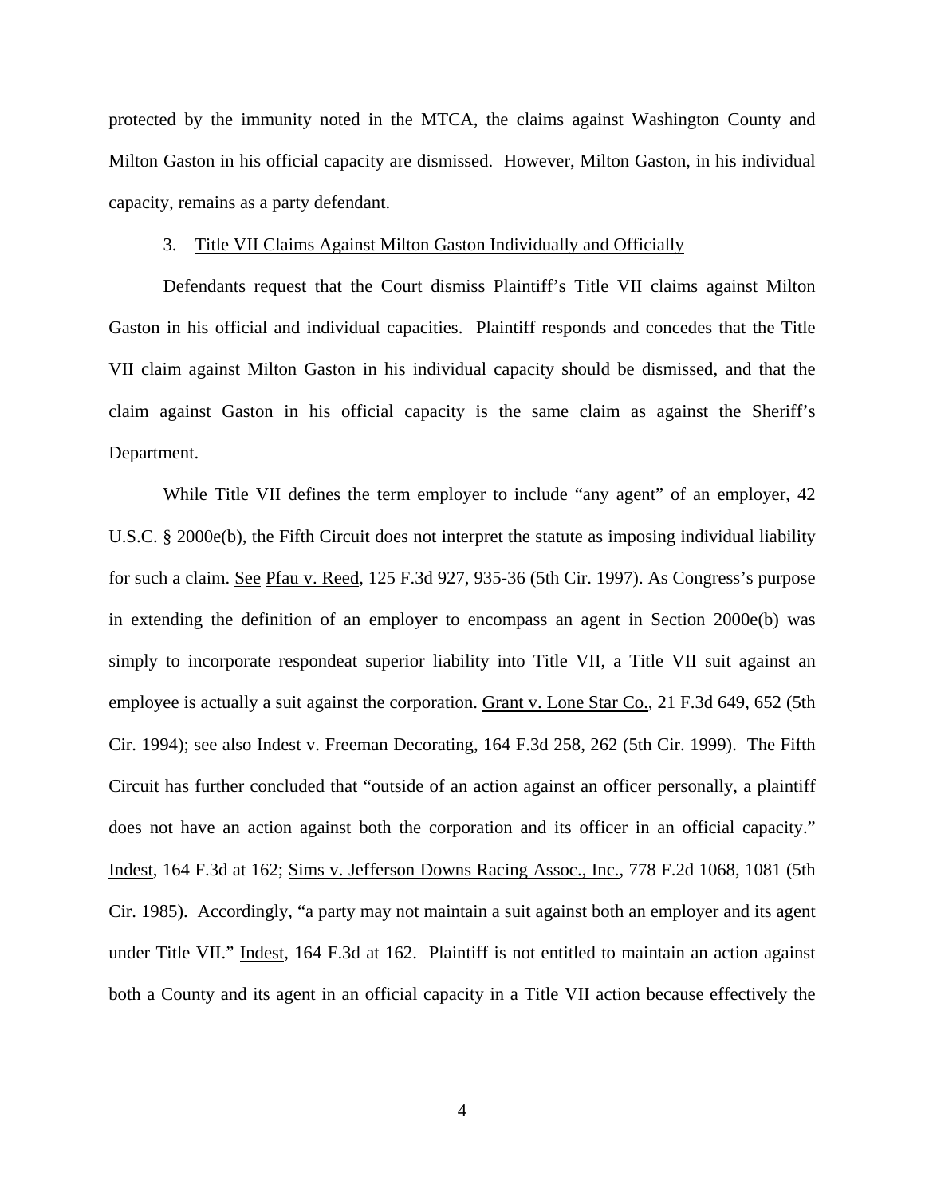protected by the immunity noted in the MTCA, the claims against Washington County and Milton Gaston in his official capacity are dismissed. However, Milton Gaston, in his individual capacity, remains as a party defendant.

3. Title VII Claims Against Milton Gaston Individually and Officially

Defendants request that the Court dismiss Plaintiff's Title VII claims against Milton Gaston in his official and individual capacities. Plaintiff responds and concedes that the Title VII claim against Milton Gaston in his individual capacity should be dismissed, and that the claim against Gaston in his official capacity is the same claim as against the Sheriff's Department.

While Title VII defines the term employer to include "any agent" of an employer, 42 U.S.C. § 2000e(b), the Fifth Circuit does not interpret the statute as imposing individual liability for such a claim. See Pfau v. Reed, 125 F.3d 927, 935-36 (5th Cir. 1997). As Congress's purpose in extending the definition of an employer to encompass an agent in Section 2000e(b) was simply to incorporate respondeat superior liability into Title VII, a Title VII suit against an employee is actually a suit against the corporation. Grant v. Lone Star Co., 21 F.3d 649, 652 (5th Cir. 1994); see also Indest v. Freeman Decorating, 164 F.3d 258, 262 (5th Cir. 1999). The Fifth Circuit has further concluded that "outside of an action against an officer personally, a plaintiff does not have an action against both the corporation and its officer in an official capacity." Indest, 164 F.3d at 162; Sims v. Jefferson Downs Racing Assoc., Inc., 778 F.2d 1068, 1081 (5th Cir. 1985). Accordingly, "a party may not maintain a suit against both an employer and its agent under Title VII." Indest, 164 F.3d at 162. Plaintiff is not entitled to maintain an action against both a County and its agent in an official capacity in a Title VII action because effectively the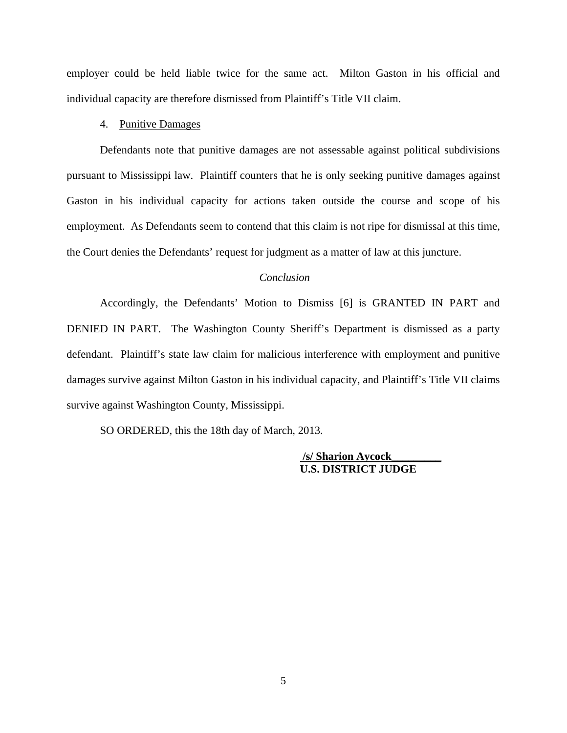employer could be held liable twice for the same act. Milton Gaston in his official and individual capacity are therefore dismissed from Plaintiff's Title VII claim.

4. Punitive Damages

Defendants note that punitive damages are not assessable against political subdivisions pursuant to Mississippi law. Plaintiff counters that he is only seeking punitive damages against Gaston in his individual capacity for actions taken outside the course and scope of his employment. As Defendants seem to contend that this claim is not ripe for dismissal at this time, the Court denies the Defendants' request for judgment as a matter of law at this juncture.

*Conclusion*

Accordingly, the Defendants' Motion to Dismiss [6] is GRANTED IN PART and DENIED IN PART. The Washington County Sheriff's Department is dismissed as a party defendant. Plaintiff's state law claim for malicious interference with employment and punitive damages survive against Milton Gaston in his individual capacity, and Plaintiff's Title VII claims survive against Washington County, Mississippi.

SO ORDERED, this the 18th day of March, 2013.

**/s/ Sharion Aycock**  
**U.S. DISTRICT JUDGE**